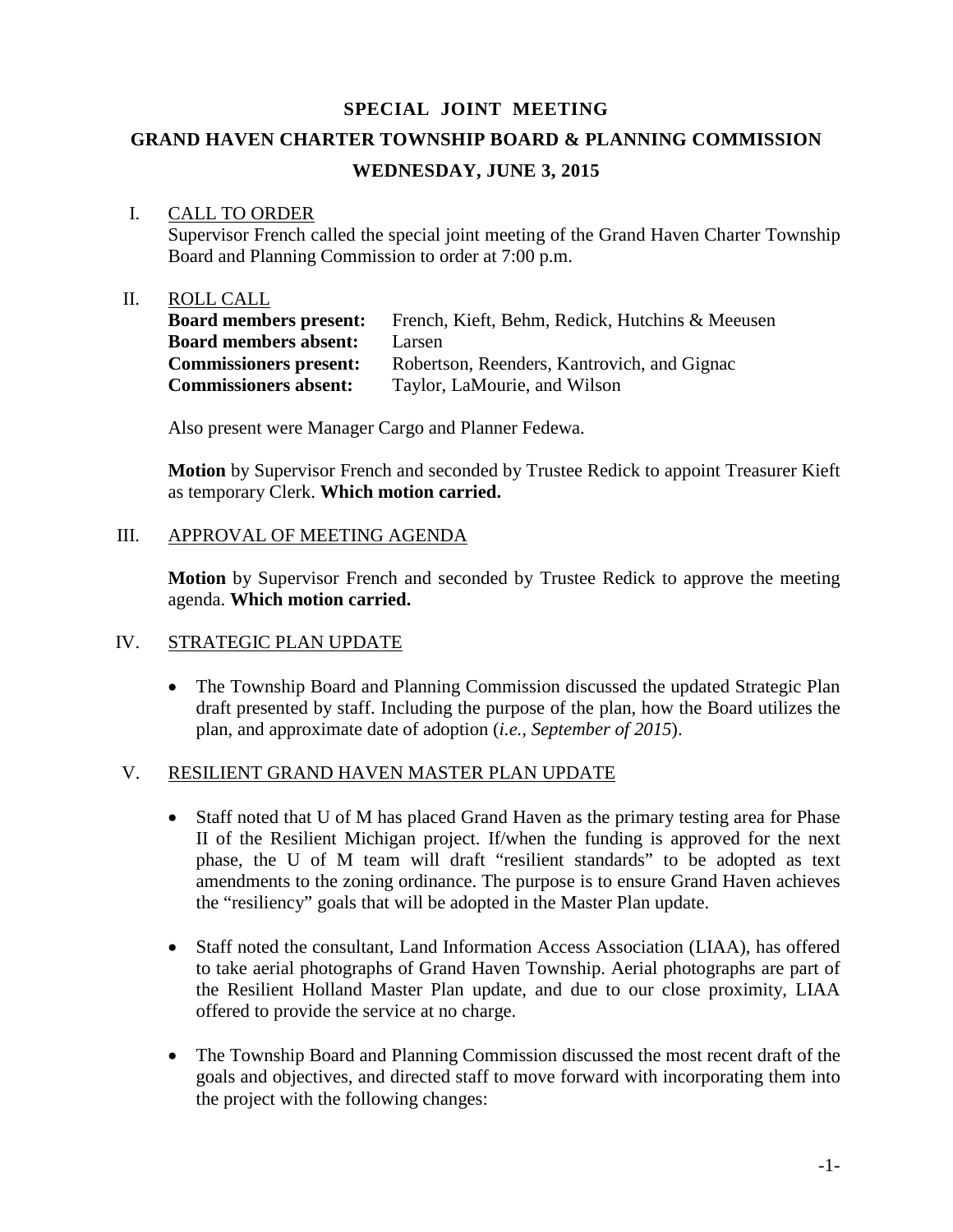# SPECIAL JOINT MEETING

## GRAND HAVEN CHARTER TOWNSHIP BOARD & PLANNING COMMISSION

### WEDNESDAY, JUNE 3, 2015

I. CALL TO ORDER

Supervisor French called the special joint meeting of the Grand Haven Charter Township Board and Planning Commission to order at 7:00 p.m.

II. ROLL CALL

**Board members present:** French, Kieft, Behm, Redick, Hutchins & Meeusen
**Board members absent:** Larsen
**Commissioners present:** Robertson, Reenders, Kantrovich, and Gignac
**Commissioners absent:** Taylor, LaMourie, and Wilson

Also present were Manager Cargo and Planner Fedewa.

**Motion** by Supervisor French and seconded by Trustee Redick to appoint Treasurer Kieft as temporary Clerk. **Which motion carried.**

III. APPROVAL OF MEETING AGENDA

**Motion** by Supervisor French and seconded by Trustee Redick to approve the meeting agenda. **Which motion carried.**

IV. STRATEGIC PLAN UPDATE

- The Township Board and Planning Commission discussed the updated Strategic Plan draft presented by staff. Including the purpose of the plan, how the Board utilizes the plan, and approximate date of adoption (*i.e., September of 2015*).

V. RESILIENT GRAND HAVEN MASTER PLAN UPDATE

- Staff noted that U of M has placed Grand Haven as the primary testing area for Phase II of the Resilient Michigan project. If/when the funding is approved for the next phase, the U of M team will draft "resilient standards" to be adopted as text amendments to the zoning ordinance. The purpose is to ensure Grand Haven achieves the "resiliency" goals that will be adopted in the Master Plan update.

- Staff noted the consultant, Land Information Access Association (LIAA), has offered to take aerial photographs of Grand Haven Township. Aerial photographs are part of the Resilient Holland Master Plan update, and due to our close proximity, LIAA offered to provide the service at no charge.

- The Township Board and Planning Commission discussed the most recent draft of the goals and objectives, and directed staff to move forward with incorporating them into the project with the following changes: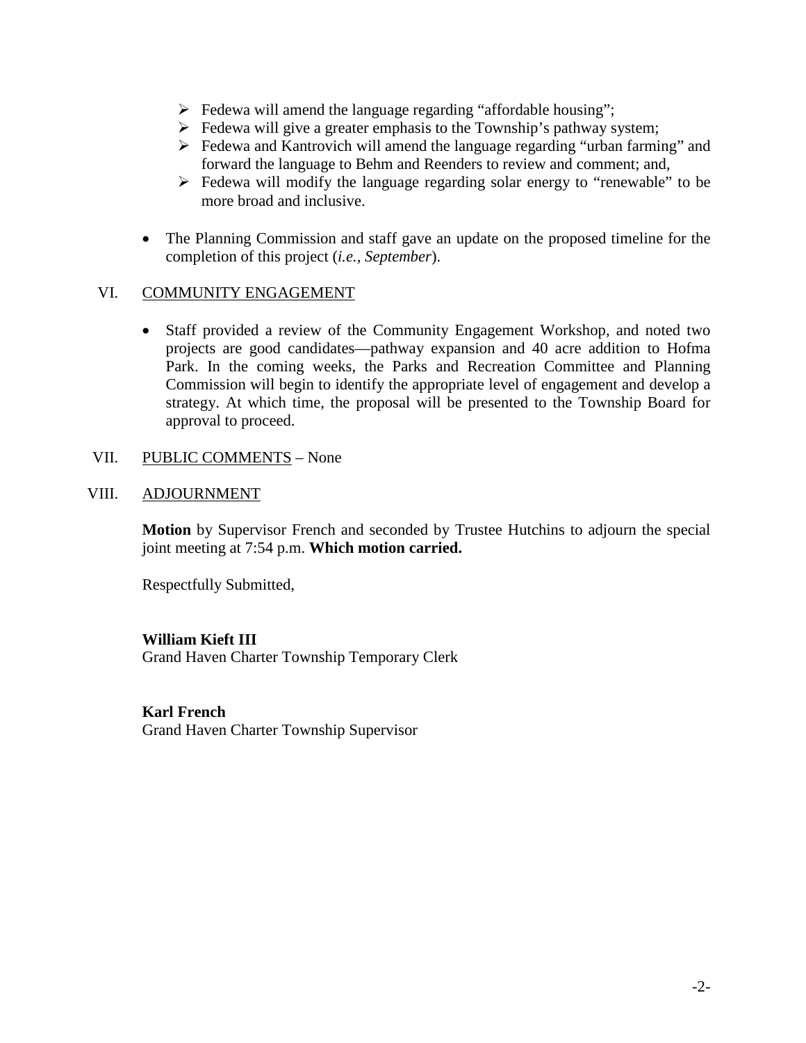- Fedewa will amend the language regarding "affordable housing";
- Fedewa will give a greater emphasis to the Township's pathway system;
- Fedewa and Kantrovich will amend the language regarding "urban farming" and forward the language to Behm and Reenders to review and comment; and,
- Fedewa will modify the language regarding solar energy to "renewable" to be more broad and inclusive.

- The Planning Commission and staff gave an update on the proposed timeline for the completion of this project (*i.e.*, *September*).

VI. COMMUNITY ENGAGEMENT

- Staff provided a review of the Community Engagement Workshop, and noted two projects are good candidates—pathway expansion and 40 acre addition to Hofma Park. In the coming weeks, the Parks and Recreation Committee and Planning Commission will begin to identify the appropriate level of engagement and develop a strategy. At which time, the proposal will be presented to the Township Board for approval to proceed.

VII. PUBLIC COMMENTS – None

VIII. ADJOURNMENT

**Motion** by Supervisor French and seconded by Trustee Hutchins to adjourn the special joint meeting at 7:54 p.m. **Which motion carried.**

Respectfully Submitted,

**William Kieft III**
Grand Haven Charter Township Temporary Clerk

**Karl French**
Grand Haven Charter Township Supervisor